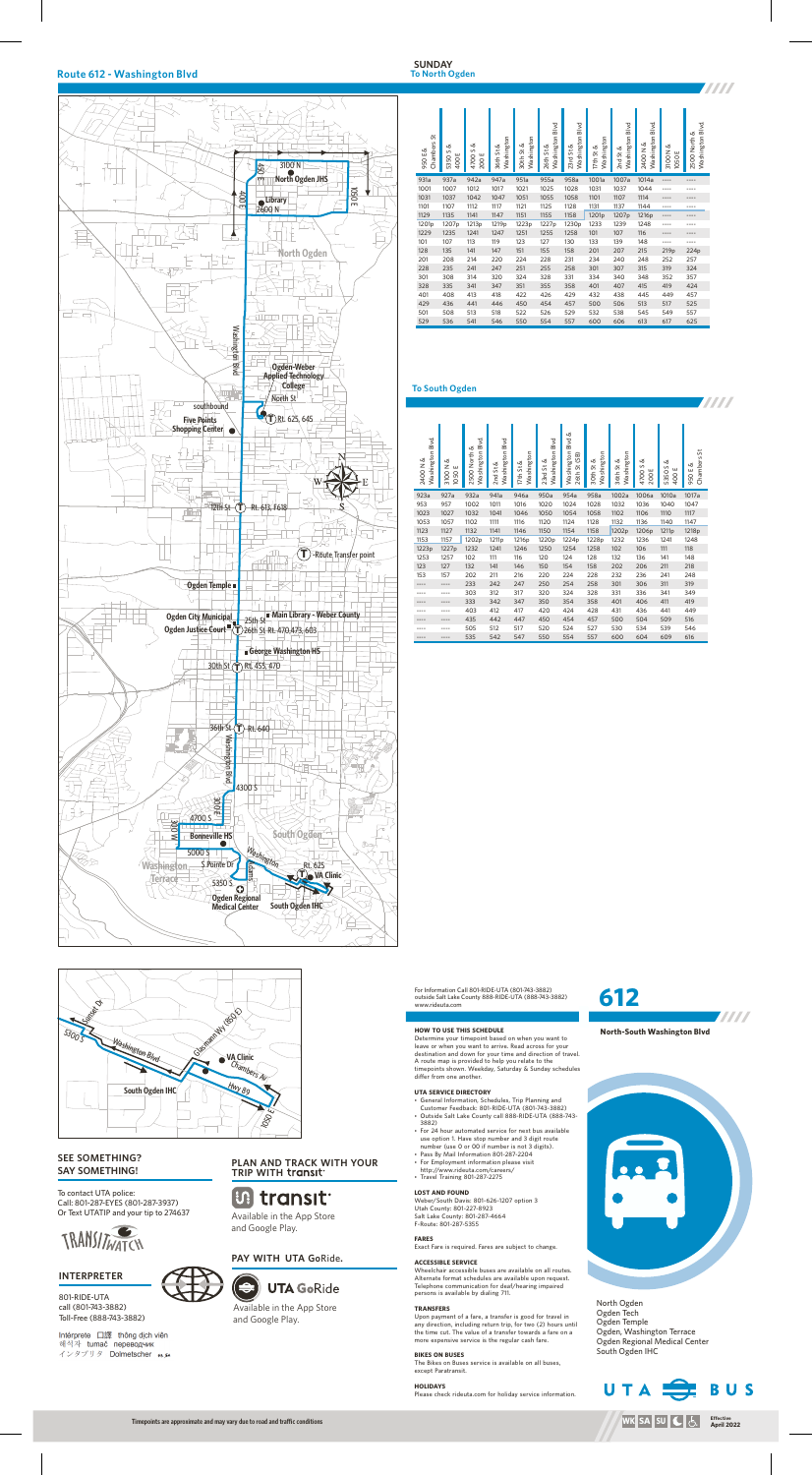# Route 612 - Washington Blvd

## SUNDAY

### To North Ogden

| 950 E & Chambers St | 5350 S & 400 E | 4700 S & 300 E | 36th St & Washington | 30th St & Washington | 26th St & Washington Blvd | 23rd St & Washington Blvd | 17th St & Washington | 2nd St & Washington Blvd | 2400 N & Washington Blvd. | 3100 N & 1050 E | 2500 North & Washington Blvd. |
|---|---|---|---|---|---|---|---|---|---|---|---|
| 931a | 937a | 942a | 947a | 951a | 955a | 958a | 1001a | 1007a | 1014a | ---- | ---- |
| 1001 | 1007 | 1012 | 1017 | 1021 | 1025 | 1028 | 1031 | 1037 | 1044 | ---- | ---- |
| 1031 | 1037 | 1042 | 1047 | 1051 | 1055 | 1058 | 1101 | 1107 | 1114 | ---- | ---- |
| 1101 | 1107 | 1112 | 1117 | 1121 | 1125 | 1128 | 1131 | 1137 | 1144 | ---- | ---- |
| 1129 | 1135 | 1141 | 1147 | 1151 | 1155 | 1158 | 1201p | 1207p | 1216p | ---- | ---- |
| 1201p | 1207p | 1213p | 1219p | 1223p | 1227p | 1230p | 1233 | 1239 | 1248 | ---- | ---- |
| 1229 | 1235 | 1241 | 1247 | 1251 | 1255 | 1258 | 101 | 107 | 116 | ---- | ---- |
| 101 | 107 | 113 | 119 | 123 | 127 | 130 | 133 | 139 | 148 | ---- | ---- |
| 128 | 135 | 141 | 147 | 151 | 155 | 158 | 201 | 207 | 215 | 219p | 224p |
| 201 | 208 | 214 | 220 | 224 | 228 | 231 | 234 | 240 | 248 | 252 | 257 |
| 228 | 235 | 241 | 247 | 251 | 255 | 258 | 301 | 307 | 315 | 319 | 324 |
| 301 | 308 | 314 | 320 | 324 | 328 | 331 | 334 | 340 | 348 | 352 | 357 |
| 328 | 335 | 341 | 347 | 351 | 355 | 358 | 401 | 407 | 415 | 419 | 424 |
| 401 | 408 | 413 | 418 | 422 | 426 | 429 | 432 | 438 | 445 | 449 | 457 |
| 429 | 436 | 441 | 446 | 450 | 454 | 457 | 500 | 506 | 513 | 517 | 525 |
| 501 | 508 | 513 | 518 | 522 | 526 | 529 | 532 | 538 | 545 | 549 | 557 |
| 529 | 536 | 541 | 546 | 550 | 554 | 557 | 600 | 606 | 613 | 617 | 625 |

### To South Ogden

| 2400 N & Washington Blvd. | 3100 N & 1050 E | 2500 North & Washington Blvd. | 2nd St & Washington Blvd | 17th St & Washington | 23rd St & Washington Blvd | Washington Blvd & 26th St (SB) | 30th St & Washington | 36th St & Washington | 4700 S & 300 E | 5350 S & 400 E | 950 E & Chambers St |
|---|---|---|---|---|---|---|---|---|---|---|---|
| 923a | 927a | 932a | 941a | 946a | 950a | 954a | 958a | 1002a | 1006a | 1010a | 1017a |
| 953 | 957 | 1002 | 1011 | 1016 | 1020 | 1024 | 1028 | 1032 | 1036 | 1040 | 1047 |
| 1023 | 1027 | 1032 | 1041 | 1046 | 1050 | 1054 | 1058 | 1102 | 1106 | 1110 | 1117 |
| 1053 | 1057 | 1102 | 1111 | 1116 | 1120 | 1124 | 1128 | 1132 | 1136 | 1140 | 1147 |
| 1123 | 1127 | 1132 | 1141 | 1146 | 1150 | 1154 | 1158 | 1202p | 1206p | 1211p | 1218p |
| 1153 | 1157 | 1202p | 1211p | 1216p | 1220p | 1224p | 1228p | 1232 | 1236 | 1241 | 1248 |
| 1223p | 1227p | 1232 | 1241 | 1246 | 1250 | 1254 | 1258 | 102 | 106 | 111 | 118 |
| 1253 | 1257 | 102 | 111 | 116 | 120 | 124 | 128 | 132 | 136 | 141 | 148 |
| 123 | 127 | 132 | 141 | 146 | 150 | 154 | 158 | 202 | 206 | 211 | 218 |
| 153 | 157 | 202 | 211 | 216 | 220 | 224 | 228 | 232 | 236 | 241 | 248 |
| ---- | ---- | 233 | 242 | 247 | 250 | 254 | 258 | 301 | 306 | 311 | 319 |
| ---- | ---- | 303 | 312 | 317 | 320 | 324 | 328 | 331 | 336 | 341 | 349 |
| ---- | ---- | 333 | 342 | 347 | 350 | 354 | 358 | 401 | 406 | 411 | 419 |
| ---- | ---- | 403 | 412 | 417 | 420 | 424 | 428 | 431 | 436 | 441 | 449 |
| ---- | ---- | 435 | 442 | 447 | 450 | 454 | 457 | 500 | 504 | 509 | 516 |
| ---- | ---- | 505 | 512 | 517 | 520 | 524 | 527 | 530 | 534 | 539 | 546 |
| ---- | ---- | 535 | 542 | 547 | 550 | 554 | 557 | 600 | 604 | 609 | 616 |

For Information Call 801-RIDE-UTA (801-743-3882)
outside Salt Lake County 888-RIDE-UTA (888-743-3882)
www.rideuta.com

# 612

## North-South Washington Blvd

### HOW TO USE THIS SCHEDULE

Determine your timepoint based on when you want to leave or when you want to arrive. Read across for your destination and down for your time and direction of travel. A route map is provided to help you relate to the timepoints shown. Weekday, Saturday & Sunday schedules differ from one another.

### UTA SERVICE DIRECTORY

- General Information, Schedules, Trip Planning and Customer Feedback: 801-RIDE-UTA (801-743-3882)
- Outside Salt Lake County call 888-RIDE-UTA (888-743-3882)
- For 24 hour automated service for next bus available use option 1. Have stop number and 3 digit route number (use 0 or 00 if number is not 3 digits).
- Pass By Mail Information 801-287-2204
- For Employment information please visit http://www.rideuta.com/careers/
- Travel Training 801-287-2275

### LOST AND FOUND

Weber/South Davis: 801-626-1207 option 3
Utah County: 801-227-8923
Salt Lake County: 801-287-4664
F-Route: 801-287-5355

### FARES

Exact Fare is required. Fares are subject to change.

### ACCESSIBLE SERVICE

Wheelchair accessible buses are available on all routes. Alternate format schedules are available upon request. Telephone communication for deaf/hearing impaired persons is available by dialing 711.

### TRANSFERS

Upon payment of a fare, a transfer is good for travel in any direction, including return trip, for two (2) hours until the time cut. The value of a transfer towards a fare on a more expensive service is the regular cash fare.

### BIKES ON BUSES

The Bikes on Buses service is available on all buses, except Paratransit.

### HOLIDAYS

Please check rideuta.com for holiday service information.

North Ogden
Ogden Tech
Ogden Temple
Ogden, Washington Terrace
Ogden Regional Medical Center
South Ogden IHC

UTA BUS

WK SA SU

Effective April 2022

## SEE SOMETHING? SAY SOMETHING!

To contact UTA police:
Call: 801-287-EYES (801-287-3937)
Or Text UTATIP and your tip to 274637

TRANSITWATCH

## INTERPRETER

801-RIDE-UTA
call (801-743-3882)
Toll-Free (888-743-3882)

Intérprete 口譯 thông dịch viên
해석자 tumač переводчик
インタプリタ Dolmetscher

## PLAN AND TRACK WITH YOUR TRIP WITH transit

transit
Available in the App Store and Google Play.

## PAY WITH UTA GoRide.

UTA GoRide
Available in the App Store and Google Play.

Timepoints are approximate and may vary due to road and traffic conditions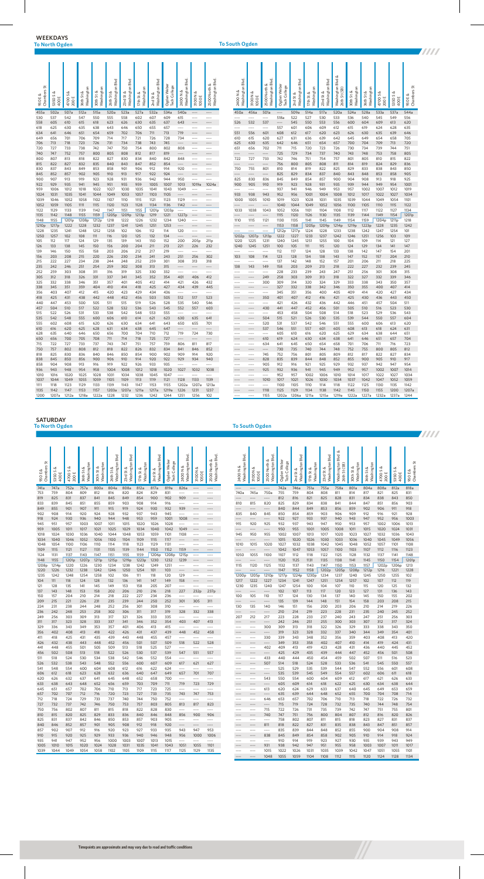## WEEKDAYS

### To North Ogden

| 950 E & Chambers St | 5350 S & 400 E | 4700 S & 200 E | 36th St & Washington | 30th St & Washington | 26th St & Washington Blvd | 23rd St & Washington Blvd | 17th St & Washington | 2nd St & Washington Blvd | Ogden Weber Tech College | 3400 N & Washington Blvd | 3100 N & 1050 E | 2500 North & Washington Blvd |
|---|---|---|---|---|---|---|---|---|---|---|---|---|
| 455a | 502a | 507a | 512a | 515a | 520a | 523a | 527a | 532a | 534a | 540a | ---- | ---- |
| 530 | 537 | 542 | 547 | 550 | 555 | 558 | 602 | 607 | 609 | 615 | ---- | ---- |
| 558 | 605 | 610 | 615 | 618 | 623 | 626 | 630 | 635 | 637 | 643 | ---- | ---- |
| 618 | 625 | 630 | 635 | 638 | 643 | 646 | 650 | 655 | 657 | ---- | ---- | ---- |
| 634 | 641 | 646 | 651 | 654 | 659 | 702 | 706 | 711 | 713 | 719 | ---- | ---- |
| 649 | 656 | 701 | 706 | 709 | 714 | 717 | 721 | 726 | 728 | 734 | ---- | ---- |
| 706 | 713 | 718 | 723 | 726 | 731 | 734 | 738 | 743 | 745 | ---- | ---- | ---- |
| 720 | 727 | 733 | 738 | 742 | 747 | 750 | 754 | 800 | 802 | 808 | ---- | ---- |
| 740 | 747 | 752 | 757 | 800 | 805 | 808 | 812 | 817 | 819 | ---- | ---- | ---- |
| 800 | 807 | 813 | 818 | 822 | 827 | 830 | 834 | 840 | 842 | 848 | ---- | ---- |
| 815 | 822 | 827 | 832 | 835 | 840 | 843 | 847 | 852 | 854 | ---- | ---- | ---- |
| 830 | 837 | 843 | 849 | 853 | 858 | 901 | 906 | 912 | 914 | 920 | ---- | ---- |
| 845 | 852 | 857 | 902 | 905 | 910 | 913 | 917 | 922 | 924 | ---- | ---- | ---- |
| 900 | 907 | 913 | 919 | 923 | 928 | 931 | 936 | 942 | 944 | 950 | ---- | ---- |
| 922 | 929 | 935 | 941 | 945 | 951 | 955 | 959 | 1005 | 1007 | 1013 | 1019a | 1024a |
| 959 | 1006 | 1012 | 1018 | 1022 | 1027 | 1030 | 1035 | 1041 | 1043 | 1049 | ---- | ---- |
| 1024 | 1031 | 1035 | 1041 | 1044 | 1049 | 1053 | 1057 | 1103 | 1105 | ---- | ---- | ---- |
| 1039 | 1046 | 1052 | 1058 | 1102 | 1107 | 1110 | 1115 | 1121 | 1123 | 1129 | ---- | ---- |
| 1052 | 1059 | 1105 | 1111 | 1115 | 1120 | 1123 | 1128 | 1134 | 1136 | 1142 | ---- | ---- |
| 1122 | 1129 | 1133 | 1139 | 1142 | 1147 | 1151 | 1155 | 1201p | 1203p | ---- | ---- | ---- |
| 1135 | 1142 | 1148 | 1155 | 1159 | 1205p | 1209p | 1213p | 1219 | 1221 | 1227p | ---- | ---- |
| 1148 | 1155 | 1201p | 1208p | 1212p | 1218 | 1222 | 1226 | 1232 | 1234 | 1240 | ---- | ---- |
| 1210p | 1217p | 1222 | 1228 | 1232 | 1237 | 1241 | 1245 | 1251 | 1253 | ---- | ---- | ---- |
| 1228 | 1235 | 1241 | 1248 | 1252 | 1258 | 102 | 106 | 112 | 114 | 120 | ---- | ---- |
| 1250 | 1257 | 102 | 108 | 111 | 116 | 120 | 125 | 132 | 134 | ---- | ---- | ---- |
| 105 | 112 | 117 | 124 | 129 | 135 | 139 | 143 | 150 | 152 | 200 | 205p | 211p |
| 126 | 133 | 138 | 145 | 150 | 156 | 200 | 204 | 211 | 213 | 221 | 226 | 232 |
| 139 | 146 | 150 | 155 | 158 | 203 | 206 | 212 | 217 | 219 | ---- | ---- | ---- |
| 156 | 203 | 208 | 215 | 220 | 226 | 230 | 234 | 241 | 243 | 251 | 256 | 302 |
| 215 | 222 | 227 | 234 | 238 | 244 | 248 | 252 | 259 | 301 | 308 | 313 | 318 |
| 235 | 242 | 246 | 251 | 254 | 259 | 302 | 308 | 313 | 315 | ---- | ---- | ---- |
| 252 | 259 | 303 | 308 | 311 | 316 | 319 | 325 | 330 | 332 | ---- | ---- | ---- |
| 305 | 312 | 318 | 326 | 331 | 337 | 341 | 345 | 352 | 354 | 401 | 406 | 412 |
| 325 | 332 | 338 | 346 | 351 | 357 | 401 | 405 | 412 | 414 | 421 | 426 | 432 |
| 338 | 345 | 351 | 359 | 404 | 410 | 414 | 418 | 425 | 427 | 434 | 439 | 445 |
| 356 | 403 | 407 | 412 | 415 | 420 | 423 | 429 | 434 | 436 | ---- | ---- | ---- |
| 418 | 425 | 431 | 438 | 442 | 448 | 452 | 456 | 503 | 505 | 512 | 517 | 523 |
| 440 | 447 | 453 | 500 | 505 | 511 | 515 | 519 | 526 | 528 | 535 | 540 | 546 |
| 457 | 504 | 510 | 517 | 522 | 528 | 532 | 536 | 543 | 545 | 552 | 557 | 603 |
| 515 | 522 | 526 | 531 | 533 | 538 | 542 | 548 | 553 | 555 | ---- | ---- | ---- |
| 535 | 542 | 548 | 555 | 600 | 606 | 610 | 614 | 621 | 623 | 630 | 635 | 641 |
| 555 | 602 | 608 | 615 | 620 | 626 | 630 | 634 | 641 | 643 | 650 | 655 | 701 |
| 616 | 620 | 625 | 628 | 631 | 634 | 638 | 645 | 647 | ---- | ---- | ---- | ---- |
| 628 | 635 | 640 | 646 | 650 | 656 | 700 | 704 | 710 | 712 | 719 | 724 | 730 |
| 650 | 656 | 700 | 705 | 708 | 711 | 714 | 718 | 725 | 727 | ---- | ---- | ---- |
| 715 | 722 | 727 | 733 | 737 | 743 | 747 | 751 | 757 | 759 | 806 | 811 | 817 |
| 750 | 757 | 802 | 808 | 812 | 818 | 822 | 826 | 832 | 834 | 841 | 846 | 852 |
| 818 | 825 | 830 | 836 | 840 | 846 | 850 | 854 | 900 | 902 | 909 | 914 | 920 |
| 838 | 845 | 850 | 856 | 900 | 906 | 910 | 914 | 920 | 922 | 929 | 934 | 940 |
| 858 | 904 | 908 | 913 | 916 | 919 | 922 | 926 | 933 | 935 | ---- | ---- | ---- |
| 936 | 943 | 948 | 954 | 958 | 1004 | 1008 | 1012 | 1018 | 1020 | 1027 | 1032 | 1038 |
| 1010 | 1016 | 1020 | 1025 | 1028 | 1031 | 1034 | 1038 | 1045 | 1047 | ---- | ---- | ---- |
| 1037 | 1044 | 1049 | 1055 | 1059 | 1105 | 1109 | 1113 | 1119 | 1121 | 1128 | 1133 | 1139 |
| 1111 | 1118 | 1123 | 1129 | 1133 | 1139 | 1143 | 1147 | 1153 | 1155 | 1202a | 1207a | 1213a |
| 1135 | 1142 | 1147 | 1153 | 1157 | 1203a | 1207a | 1211a | 1217a | 1219a | 1226 | 1231 | 1237 |
| 1200 | 1207a | 1212a | 1218a | 1222a | 1228 | 1232 | 1236 | 1242 | 1244 | 1251 | 1256 | 102 |

### To South Ogden

| 2400 N & Washington Blvd | 3100 N & 1050 E | 2500 North & Washington Blvd | Ogden Weber Tech College | 2nd St & Washington Blvd | 17th St & Washington | 23rd St & Washington Blvd | Washington Blvd & 26th St (SB) | 30th St & Washington | 36th St & Washington | 4700 S & 200 E | 5350 S & 400 E | 950 E & Chambers St |
|---|---|---|---|---|---|---|---|---|---|---|---|---|
| 450a | 456a | 501a | ---- | 509a | 514a | 517a | 520a | 524a | 528a | 533a | 537a | 544a |
| ---- | ---- | ---- | 518a | 522 | 527 | 530 | 533 | 536 | 540 | 545 | 549 | 556 |
| 526 | 532 | 537 | ---- | 545 | 550 | 553 | 556 | 600 | 604 | 609 | 613 | 620 |
| ---- | ---- | ---- | 557 | 601 | 606 | 609 | 612 | 615 | 619 | 624 | 628 | 635 |
| 551 | 556 | 601 | 608 | 612 | 617 | 620 | 623 | 626 | 630 | 635 | 639 | 646 |
| 610 | 615 | 620 | 627 | 631 | 636 | 639 | 642 | 645 | 649 | 654 | 658 | 705 |
| 625 | 630 | 635 | 642 | 646 | 651 | 654 | 657 | 700 | 704 | 709 | 713 | 720 |
| 651 | 656 | 702 | 711 | 715 | 720 | 723 | 726 | 730 | 734 | 739 | 744 | 751 |
| ---- | ---- | ---- | 725 | 729 | 734 | 737 | 740 | 743 | 748 | 753 | 758 | 805 |
| 722 | 727 | 733 | 742 | 746 | 751 | 754 | 757 | 801 | 805 | 810 | 815 | 822 |
| ---- | ---- | ---- | 756 | 800 | 805 | 808 | 811 | 814 | 819 | 824 | 829 | 836 |
| 750 | 755 | 801 | 810 | 814 | 819 | 822 | 825 | 829 | 833 | 838 | 843 | 850 |
| ---- | ---- | ---- | 825 | 829 | 834 | 837 | 840 | 843 | 848 | 853 | 858 | 905 |
| 825 | 830 | 836 | 845 | 849 | 854 | 857 | 900 | 904 | 908 | 913 | 918 | 925 |
| 900 | 905 | 910 | 919 | 923 | 928 | 931 | 935 | 939 | 944 | 949 | 954 | 1001 |
| ---- | ---- | ---- | 937 | 941 | 946 | 949 | 953 | 957 | 1002 | 1007 | 1012 | 1019 |
| 933 | 938 | 943 | 952 | 956 | 1001 | 1004 | 1008 | 1012 | 1017 | 1022 | 1027 | 1034 |
| 1000 | 1005 | 1010 | 1019 | 1023 | 1028 | 1031 | 1035 | 1039 | 1044 | 1049 | 1054 | 1101 |
| ---- | ---- | ---- | 1040 | 1044 | 1049 | 1052 | 1056 | 1100 | 1105 | 1110 | 1115 | 1122 |
| 1033 | 1038 | 1043 | 1052 | 1056 | 1101 | 1104 | 1108 | 1112 | 1117 | 1122 | 1127 | 1134 |
| ---- | ---- | ---- | 1115 | 1120 | 1126 | 1130 | 1135 | 1139 | 1144 | 1149 | 1154 | 1201p |
| 1110 | 1115 | 1121 | 1130 | 1135 | 1141 | 1145 | 1149 | 1154 | 1159 | 1204p | 1211p | 1218 |
| ---- | ---- | ---- | 1153 | 1158 | 1205p | 1209p | 1214p | 1219p | 1223p | 1228 | 1235 | 1242 |
| ---- | ---- | ---- | 1212p | 1217p | 1224 | 1228 | 1233 | 1238 | 1242 | 1247 | 1254 | 101 |
| 1202p | 1207p | 1213p | 1222 | 1227 | 1233 | 1237 | 1242 | 1246 | 1251 | 1256 | 103 | 109 |
| 1220 | 1225 | 1231 | 1240 | 1245 | 1251 | 1255 | 100 | 104 | 109 | 114 | 121 | 127 |
| 1240 | 1245 | 1251 | 100 | 105 | 111 | 115 | 120 | 124 | 129 | 134 | 141 | 147 |
| ---- | ---- | ---- | 112 | 117 | 124 | 128 | 133 | 138 | 142 | 147 | 154 | 201 |
| 103 | 108 | 114 | 123 | 128 | 134 | 138 | 143 | 147 | 152 | 157 | 204 | 210 |
| ---- | ---- | ---- | 137 | 142 | 148 | 152 | 157 | 201 | 206 | 211 | 218 | 225 |
| 138 | 143 | 149 | 158 | 203 | 209 | 213 | 218 | 222 | 227 | 232 | 239 | 245 |
| ---- | ---- | ---- | 228 | 233 | 239 | 243 | 247 | 251 | 256 | 301 | 308 | 315 |
| ---- | ---- | 249 | 258 | 303 | 309 | 313 | 318 | 322 | 327 | 332 | 339 | 346 |
| ---- | ---- | 300 | 309 | 314 | 320 | 324 | 329 | 333 | 338 | 343 | 350 | 357 |
| ---- | ---- | ---- | 327 | 332 | 338 | 342 | 346 | 350 | 355 | 400 | 407 | 414 |
| ---- | ---- | ---- | 345 | 351 | 356 | 400 | 405 | 409 | 414 | 420 | 427 | 434 |
| ---- | ---- | 350 | 401 | 407 | 412 | 416 | 421 | 425 | 430 | 436 | 443 | 450 |
| ---- | ---- | ---- | 421 | 426 | 432 | 436 | 442 | 446 | 451 | 457 | 504 | 511 |
| ---- | ---- | 430 | 441 | 447 | 452 | 456 | 501 | 505 | 510 | 516 | 523 | 530 |
| ---- | ---- | ---- | 453 | 458 | 504 | 508 | 514 | 518 | 523 | 529 | 536 | 543 |
| ---- | ---- | 504 | 515 | 521 | 526 | 530 | 535 | 539 | 544 | 550 | 557 | 604 |
| ---- | ---- | 520 | 531 | 537 | 542 | 546 | 551 | 555 | 600 | 606 | 613 | 620 |
| ---- | ---- | 537 | 546 | 551 | 557 | 601 | 605 | 608 | 613 | 618 | 624 | 631 |
| ---- | ---- | ---- | 605 | 610 | 616 | 620 | 625 | 629 | 634 | 638 | 644 | 651 |
| ---- | ---- | 610 | 619 | 624 | 630 | 634 | 638 | 641 | 646 | 651 | 657 | 704 |
| ---- | ---- | 634 | 641 | 645 | 650 | 654 | 658 | 701 | 706 | 711 | 716 | 723 |
| ---- | ---- | ---- | 730 | 735 | 740 | 744 | 748 | 752 | 755 | 800 | 805 | 812 |
| ---- | ---- | 745 | 752 | 756 | 801 | 805 | 809 | 812 | 817 | 822 | 827 | 834 |
| ---- | ---- | 828 | 835 | 839 | 844 | 848 | 852 | 855 | 900 | 905 | 910 | 917 |
| ---- | ---- | 905 | 912 | 916 | 921 | 925 | 929 | 932 | 937 | 942 | 947 | 954 |
| ---- | ---- | 925 | 932 | 936 | 941 | 945 | 949 | 952 | 957 | 1002 | 1007 | 1014 |
| ---- | ---- | ---- | 952 | 957 | 1002 | 1006 | 1010 | 1014 | 1017 | 1022 | 1027 | 1034 |
| ---- | ---- | 1010 | 1017 | 1021 | 1026 | 1030 | 1034 | 1037 | 1042 | 1047 | 1052 | 1059 |
| ---- | ---- | ---- | 1100 | 1105 | 1110 | 1114 | 1118 | 1122 | 1125 | 1130 | 1135 | 1142 |
| ---- | ---- | 1118 | 1125 | 1129 | 1134 | 1138 | 1142 | 1145 | 1150 | 1155 | 1200 | 1207a |
| ---- | ---- | 1155 | 1202a | 1206a | 1211a | 1215a | 1219a | 1222a | 1227a | 1232a | 1237a | 1244 |

## SATURDAY

### To North Ogden

| 950 E & Chambers St | 5350 S & 400 E | 4700 S & 200 E | 36th St & Washington | 30th St & Washington | 26th St & Washington Blvd | 23rd St & Washington Blvd | 17th St & Washington | 2nd St & Washington Blvd | Ogden Weber Tech College | 3400 N & Washington Blvd | 3100 N & 1050 E | 2500 North & Washington Blvd |
|---|---|---|---|---|---|---|---|---|---|---|---|---|
| 741a | 747a | 752a | 757a | 800a | 804a | 808a | 812a | 817a | 819a | 826a | ---- | ---- |
| 753 | 759 | 804 | 809 | 812 | 816 | 820 | 824 | 829 | 831 | ---- | ---- | ---- |
| 819 | 825 | 831 | 837 | 841 | 845 | 849 | 854 | 900 | 902 | 909 | ---- | ---- |
| 833 | 839 | 845 | 851 | 855 | 859 | 903 | 908 | 914 | 916 | ---- | ---- | ---- |
| 849 | 855 | 901 | 907 | 911 | 915 | 919 | 924 | 930 | 932 | 939 | ---- | ---- |
| 902 | 908 | 914 | 920 | 924 | 928 | 932 | 937 | 943 | 945 | ---- | ---- | ---- |
| 918 | 924 | 930 | 936 | 940 | 944 | 948 | 953 | 959 | 1001 | 1008 | ---- | ---- |
| 945 | 951 | 957 | 1003 | 1007 | 1011 | 1015 | 1020 | 1026 | 1028 | ---- | ---- | ---- |
| 959 | 1005 | 1011 | 1017 | 1021 | 1025 | 1029 | 1034 | 1040 | 1042 | 1049 | ---- | ---- |
| 1018 | 1024 | 1030 | 1036 | 1040 | 1044 | 1048 | 1053 | 1059 | 1101 | 1108 | ---- | ---- |
| 1034 | 1040 | 1046 | 1052 | 1056 | 1100 | 1104 | 1109 | 1115 | 1117 | ---- | ---- | ---- |
| 1048 | 1054 | 1100 | 1106 | 1110 | 1114 | 1118 | 1123 | 1129 | 1131 | ---- | ---- | ---- |
| 1109 | 1115 | 1121 | 1127 | 1131 | 1135 | 1139 | 1144 | 1150 | 1152 | 1159 | ---- | ---- |
| 1124 | 1131 | 1137 | 1143 | 1147 | 1151 | 1155 | 1159 | 1206p | 1208p | 1215p | ---- | ---- |
| 1148 | 1155 | 1201p | 1207p | 1211p | 1215p | 1219p | 1223p | 1230 | 1232 | 1239 | ---- | ---- |
| 1208p | 1214p | 1220 | 1226 | 1230 | 1234 | 1238 | 1242 | 1249 | 1251 | ---- | ---- | ---- |
| 1220 | 1226 | 1232 | 1238 | 1242 | 1246 | 1250 | 1254 | 101 | 103 | ---- | ---- | ---- |
| 1235 | 1242 | 1248 | 1254 | 1258 | 102 | 106 | 111 | 118 | 120 | 129 | ---- | ---- |
| 104 | 111 | 118 | 124 | 128 | 132 | 136 | 141 | 147 | 149 | 158 | ---- | ---- |
| 121 | 128 | 135 | 141 | 145 | 149 | 153 | 158 | 205 | 207 | ---- | ---- | ---- |
| 137 | 143 | 148 | 153 | 158 | 202 | 206 | 210 | 216 | 218 | 227 | 232p | 237p |
| 150 | 157 | 204 | 210 | 214 | 218 | 222 | 227 | 234 | 236 | ---- | ---- | ---- |
| 209 | 215 | 221 | 226 | 231 | 235 | 239 | 244 | 250 | 252 | 301 | 305 | 311 |
| 224 | 231 | 238 | 244 | 248 | 252 | 256 | 301 | 308 | 310 | ---- | ---- | ---- |
| 236 | 242 | 248 | 253 | 258 | 302 | 306 | 311 | 317 | 319 | 328 | 332 | 338 |
| 249 | 256 | 303 | 309 | 313 | 317 | 321 | 326 | 333 | 335 | ---- | ---- | ---- |
| 309 | 315 | 321 | 326 | 333 | 337 | 341 | 346 | 352 | 354 | 403 | 407 | 413 |
| 329 | 336 | 343 | 349 | 353 | 357 | 401 | 406 | 413 | 415 | ---- | ---- | ---- |
| 356 | 402 | 408 | 413 | 418 | 422 | 426 | 431 | 437 | 439 | 448 | 452 | 458 |
| 411 | 418 | 425 | 431 | 435 | 439 | 443 | 448 | 455 | 457 | ---- | ---- | ---- |
| 426 | 432 | 438 | 443 | 448 | 452 | 456 | 501 | 507 | 509 | 518 | 522 | 528 |
| 441 | 448 | 455 | 501 | 505 | 509 | 513 | 518 | 525 | 527 | ---- | ---- | ---- |
| 456 | 502 | 508 | 513 | 518 | 522 | 526 | 530 | 537 | 539 | 547 | 551 | 557 |
| 511 | 518 | 524 | 530 | 534 | 538 | 542 | 546 | 552 | 554 | ---- | ---- | ---- |
| 526 | 532 | 538 | 543 | 548 | 552 | 556 | 600 | 607 | 609 | 617 | 621 | 627 |
| 541 | 548 | 554 | 600 | 604 | 608 | 612 | 616 | 622 | 624 | ---- | ---- | ---- |
| 606 | 612 | 618 | 623 | 628 | 632 | 636 | 640 | 647 | 649 | 657 | 701 | 707 |
| 620 | 626 | 632 | 637 | 642 | 646 | 650 | 654 | 700 | 702 | ---- | ---- | ---- |
| 633 | 638 | 643 | 648 | 652 | 656 | 659 | 703 | 709 | 711 | 719 | 723 | 729 |
| 645 | 651 | 657 | 702 | 706 | 710 | 713 | 717 | 723 | 725 | ---- | ---- | ---- |
| 657 | 702 | 707 | 712 | 716 | 720 | 723 | 727 | 733 | 735 | 743 | 747 | 753 |
| 712 | 718 | 724 | 729 | 733 | 737 | 740 | 744 | 750 | 752 | ---- | ---- | ---- |
| 727 | 732 | 737 | 742 | 746 | 750 | 753 | 757 | 803 | 805 | 813 | 817 | 823 |
| 750 | 756 | 802 | 807 | 811 | 815 | 818 | 822 | 828 | 830 | ---- | ---- | ---- |
| 810 | 815 | 820 | 825 | 829 | 833 | 836 | 840 | 846 | 848 | 856 | 900 | 906 |
| 825 | 831 | 837 | 842 | 846 | 850 | 853 | 857 | 903 | 905 | ---- | ---- | ---- |
| 840 | 846 | 852 | 857 | 901 | 905 | 908 | 912 | 918 | 920 | ---- | ---- | ---- |
| 857 | 902 | 907 | 912 | 916 | 920 | 923 | 927 | 933 | 935 | 943 | 947 | 953 |
| 910 | 915 | 920 | 925 | 929 | 933 | 936 | 940 | 946 | 948 | 956 | 1000 | 1006 |
| 935 | 941 | 947 | 952 | 956 | 1000 | 1003 | 1007 | 1013 | 1015 | ---- | ---- | ---- |
| 1005 | 1010 | 1015 | 1020 | 1024 | 1028 | 1031 | 1035 | 1041 | 1043 | 1051 | 1055 | 1101 |
| 1039 | 1044 | 1049 | 1054 | 1058 | 1102 | 1105 | 1109 | 1115 | 1117 | 1125 | 1129 | 1135 |

### To South Ogden

| 2400 N & Washington Blvd | 3100 N & 1050 E | 2500 North & Washington Blvd | Ogden Weber Tech College | 2nd St & Washington Blvd | 17th St & Washington | 23rd St & Washington Blvd | Washington Blvd & 26th St (SB) | 30th St & Washington | 36th St & Washington | 4700 S & 200 E | 5350 S & 400 E | 950 E & Chambers St |
|---|---|---|---|---|---|---|---|---|---|---|---|---|
| ---- | ---- | ---- | 742a | 746a | 751a | 755a | 758a | 801a | 804a | 808a | 812a | 818a |
| 740a | 745a | 750a | 755 | 759 | 804 | 808 | 811 | 814 | 817 | 821 | 825 | 831 |
| ---- | ---- | ---- | 812 | 816 | 821 | 825 | 828 | 831 | 834 | 838 | 843 | 850 |
| 810 | 815 | 820 | 825 | 829 | 834 | 838 | 841 | 844 | 847 | 851 | 856 | 903 |
| ---- | ---- | ---- | 840 | 844 | 849 | 853 | 856 | 859 | 902 | 906 | 911 | 918 |
| 835 | 840 | 845 | 850 | 854 | 859 | 903 | 906 | 909 | 912 | 916 | 921 | 928 |
| ---- | ---- | ---- | 922 | 927 | 933 | 937 | 940 | 943 | 947 | 952 | 956 | 1003 |
| 915 | 920 | 925 | 932 | 937 | 943 | 947 | 950 | 953 | 957 | 1002 | 1006 | 1013 |
| ---- | ---- | ---- | 950 | 955 | 1001 | 1005 | 1008 | 1011 | 1015 | 1020 | 1024 | 1031 |
| 945 | 950 | 955 | 1002 | 1007 | 1013 | 1017 | 1020 | 1023 | 1027 | 1032 | 1036 | 1043 |
| ---- | ---- | ---- | 1015 | 1020 | 1026 | 1030 | 1033 | 1036 | 1040 | 1045 | 1049 | 1056 |
| 1010 | 1015 | 1020 | 1027 | 1032 | 1038 | 1042 | 1045 | 1048 | 1052 | 1057 | 1101 | 1108 |
| ---- | ---- | ---- | 1042 | 1047 | 1053 | 1057 | 1100 | 1103 | 1107 | 1112 | 1116 | 1123 |
| 1050 | 1055 | 1100 | 1107 | 1112 | 1118 | 1122 | 1125 | 1128 | 1132 | 1137 | 1141 | 1148 |
| ---- | ---- | ---- | 1120 | 1125 | 1131 | 1135 | 1138 | 1141 | 1145 | 1150 | 1154 | 1201p |
| 1115 | 1120 | 1125 | 1132 | 1137 | 1143 | 1147 | 1150 | 1153 | 1157 | 1202p | 1206p | 1213 |
| ---- | ---- | ---- | 1147 | 1152 | 1158 | 1202p | 1205p | 1208p | 1212p | 1216 | 1221 | 1228 |
| 1200p | 1205p | 1210p | 1217p | 1224p | 1230p | 1234 | 1237 | 1240 | 1245 | 1250 | 1255 | 102 |
| 1217 | 1222 | 1227 | 1234 | 1241 | 1247 | 1251 | 1254 | 1257 | 102 | 107 | 112 | 119 |
| 1230 | 1235 | 1240 | 1247 | 1254 | 100 | 104 | 107 | 110 | 115 | 120 | 125 | 132 |
| ---- | ---- | ---- | 102 | 107 | 113 | 117 | 120 | 123 | 127 | 131 | 136 | 143 |
| 100 | 105 | 110 | 117 | 124 | 130 | 134 | 137 | 140 | 145 | 150 | 155 | 202 |
| ---- | ---- | ---- | 135 | 139 | 144 | 148 | 151 | 154 | 158 | 203 | 208 | 215 |
| 130 | 135 | 140 | 146 | 151 | 156 | 200 | 203 | 206 | 210 | 214 | 219 | 226 |
| ---- | ---- | ---- | 210 | 214 | 219 | 223 | 228 | 231 | 235 | 240 | 245 | 252 |
| 207 | 212 | 217 | 223 | 228 | 233 | 237 | 240 | 243 | 247 | 251 | 256 | 303 |
| ---- | ---- | ---- | 242 | 246 | 251 | 255 | 300 | 303 | 307 | 312 | 317 | 324 |
| ---- | ---- | 300 | 309 | 313 | 318 | 322 | 326 | 329 | 333 | 338 | 343 | 350 |
| ---- | ---- | ---- | 319 | 323 | 328 | 332 | 337 | 340 | 344 | 349 | 354 | 401 |
| ---- | ---- | 330 | 339 | 343 | 348 | 352 | 356 | 359 | 403 | 408 | 413 | 420 |
| ---- | ---- | ---- | 349 | 353 | 358 | 402 | 407 | 410 | 414 | 419 | 424 | 431 |
| ---- | ---- | 402 | 409 | 413 | 418 | 423 | 428 | 431 | 436 | 440 | 445 | 452 |
| ---- | ---- | ---- | 425 | 429 | 435 | 439 | 444 | 447 | 452 | 456 | 501 | 508 |
| ---- | ---- | 433 | 440 | 444 | 450 | 454 | 459 | 502 | 507 | 511 | 516 | 523 |
| ---- | ---- | 507 | 514 | 518 | 524 | 528 | 533 | 536 | 541 | 545 | 550 | 557 |
| ---- | ---- | ---- | 525 | 529 | 535 | 539 | 544 | 547 | 552 | 556 | 601 | 608 |
| ---- | ---- | ---- | 535 | 539 | 545 | 549 | 554 | 557 | 602 | 606 | 611 | 618 |
| ---- | ---- | 543 | 550 | 554 | 600 | 604 | 609 | 612 | 617 | 621 | 626 | 633 |
| ---- | ---- | ---- | 605 | 609 | 614 | 618 | 622 | 625 | 629 | 634 | 638 | 644 |
| ---- | ---- | 613 | 620 | 624 | 629 | 633 | 637 | 640 | 644 | 649 | 653 | 659 |
| ---- | ---- | ---- | 635 | 639 | 644 | 648 | 652 | 655 | 659 | 704 | 708 | 714 |
| ---- | ---- | 646 | 653 | 657 | 702 | 706 | 710 | 713 | 718 | 722 | 726 | 732 |
| ---- | ---- | ---- | 715 | 719 | 724 | 728 | 732 | 735 | 739 | 744 | 748 | 754 |
| ---- | ---- | 740 | 747 | 751 | 756 | 800 | 804 | 807 | 812 | 816 | 820 | 826 |
| ---- | ---- | ---- | 758 | 802 | 807 | 811 | 815 | 818 | 822 | 827 | 831 | 837 |
| ---- | ---- | 811 | 818 | 822 | 827 | 831 | 835 | 838 | 843 | 847 | 851 | 857 |
| ---- | ---- | ---- | 835 | 839 | 844 | 848 | 852 | 855 | 859 | 904 | 908 | 914 |
| ---- | ---- | 838 | 845 | 849 | 854 | 858 | 902 | 905 | 910 | 914 | 918 | 924 |
| ---- | ---- | ---- | 910 | 914 | 919 | 923 | 927 | 930 | 935 | 939 | 943 | 949 |
| ---- | ---- | 931 | 938 | 942 | 947 | 951 | 955 | 958 | 1003 | 1007 | 1011 | 1017 |
| ---- | ---- | 1015 | 1022 | 1026 | 1031 | 1035 | 1039 | 1042 | 1047 | 1051 | 1055 | 1101 |
| ---- | ---- | 1048 | 1055 | 1059 | 1104 | 1108 | 1112 | 1115 | 1120 | 1124 | 1128 | 1134 |

Timepoints are approximate and may vary due to road and traffic conditions